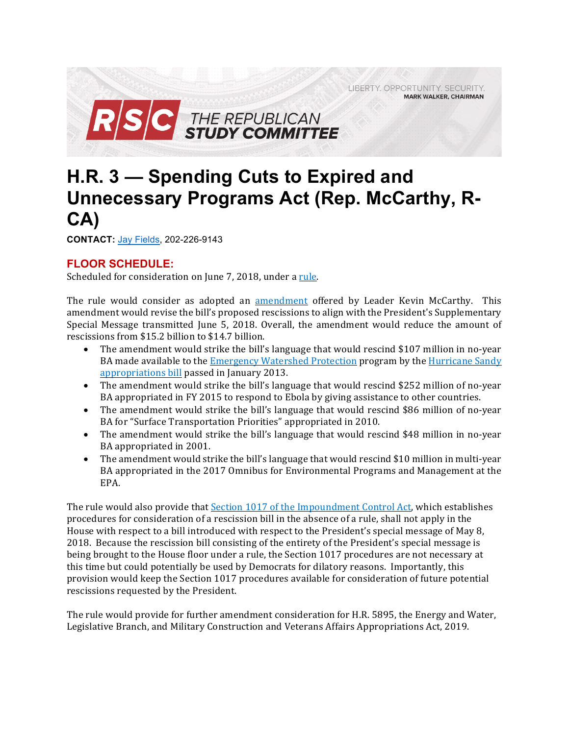LIBERTY. OPPORTUNITY. SECURITY.
MARK WALKER, CHAIRMAN

RSC THE REPUBLICAN STUDY COMMITTEE

# H.R. 3 — Spending Cuts to Expired and Unnecessary Programs Act (Rep. McCarthy, R-CA)

**CONTACT:** Jay Fields, 202-226-9143

## FLOOR SCHEDULE:

Scheduled for consideration on June 7, 2018, under a rule.

The rule would consider as adopted an amendment offered by Leader Kevin McCarthy. This amendment would revise the bill's proposed rescissions to align with the President's Supplementary Special Message transmitted June 5, 2018. Overall, the amendment would reduce the amount of rescissions from $15.2 billion to $14.7 billion.

- The amendment would strike the bill's language that would rescind $107 million in no-year BA made available to the Emergency Watershed Protection program by the Hurricane Sandy appropriations bill passed in January 2013.
- The amendment would strike the bill's language that would rescind $252 million of no-year BA appropriated in FY 2015 to respond to Ebola by giving assistance to other countries.
- The amendment would strike the bill's language that would rescind $86 million of no-year BA for "Surface Transportation Priorities" appropriated in 2010.
- The amendment would strike the bill's language that would rescind $48 million in no-year BA appropriated in 2001.
- The amendment would strike the bill's language that would rescind $10 million in multi-year BA appropriated in the 2017 Omnibus for Environmental Programs and Management at the EPA.

The rule would also provide that Section 1017 of the Impoundment Control Act, which establishes procedures for consideration of a rescission bill in the absence of a rule, shall not apply in the House with respect to a bill introduced with respect to the President's special message of May 8, 2018. Because the rescission bill consisting of the entirety of the President's special message is being brought to the House floor under a rule, the Section 1017 procedures are not necessary at this time but could potentially be used by Democrats for dilatory reasons. Importantly, this provision would keep the Section 1017 procedures available for consideration of future potential rescissions requested by the President.

The rule would provide for further amendment consideration for H.R. 5895, the Energy and Water, Legislative Branch, and Military Construction and Veterans Affairs Appropriations Act, 2019.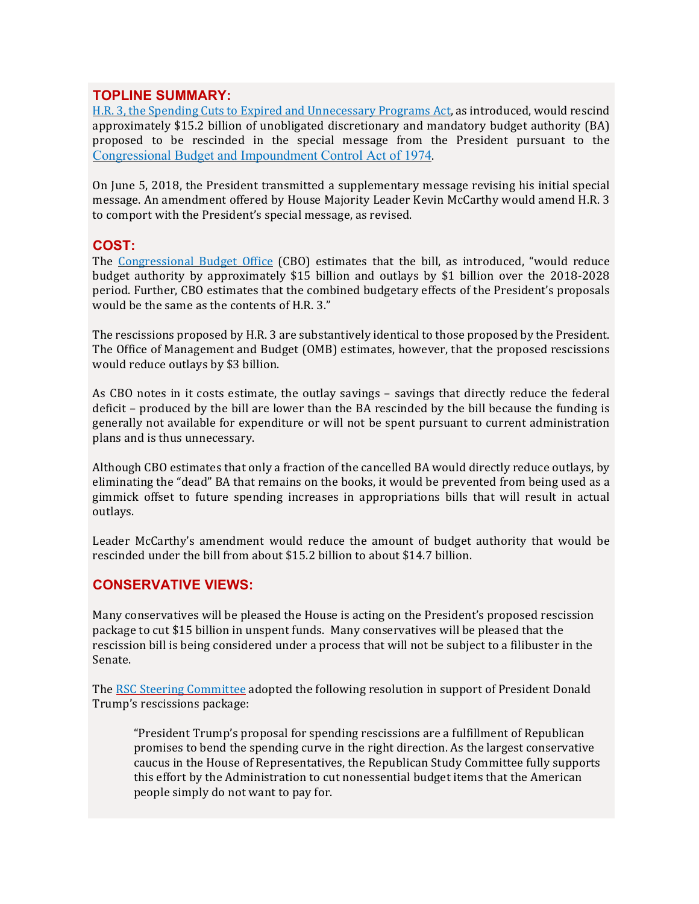## TOPLINE SUMMARY:

H.R. 3, the Spending Cuts to Expired and Unnecessary Programs Act, as introduced, would rescind approximately $15.2 billion of unobligated discretionary and mandatory budget authority (BA) proposed to be rescinded in the special message from the President pursuant to the Congressional Budget and Impoundment Control Act of 1974.

On June 5, 2018, the President transmitted a supplementary message revising his initial special message. An amendment offered by House Majority Leader Kevin McCarthy would amend H.R. 3 to comport with the President's special message, as revised.

## COST:

The Congressional Budget Office (CBO) estimates that the bill, as introduced, "would reduce budget authority by approximately $15 billion and outlays by $1 billion over the 2018-2028 period. Further, CBO estimates that the combined budgetary effects of the President's proposals would be the same as the contents of H.R. 3."

The rescissions proposed by H.R. 3 are substantively identical to those proposed by the President. The Office of Management and Budget (OMB) estimates, however, that the proposed rescissions would reduce outlays by $3 billion.

As CBO notes in it costs estimate, the outlay savings – savings that directly reduce the federal deficit – produced by the bill are lower than the BA rescinded by the bill because the funding is generally not available for expenditure or will not be spent pursuant to current administration plans and is thus unnecessary.

Although CBO estimates that only a fraction of the cancelled BA would directly reduce outlays, by eliminating the "dead" BA that remains on the books, it would be prevented from being used as a gimmick offset to future spending increases in appropriations bills that will result in actual outlays.

Leader McCarthy's amendment would reduce the amount of budget authority that would be rescinded under the bill from about $15.2 billion to about $14.7 billion.

## CONSERVATIVE VIEWS:

Many conservatives will be pleased the House is acting on the President's proposed rescission package to cut $15 billion in unspent funds. Many conservatives will be pleased that the rescission bill is being considered under a process that will not be subject to a filibuster in the Senate.

The RSC Steering Committee adopted the following resolution in support of President Donald Trump's rescissions package:

> "President Trump's proposal for spending rescissions are a fulfillment of Republican promises to bend the spending curve in the right direction. As the largest conservative caucus in the House of Representatives, the Republican Study Committee fully supports this effort by the Administration to cut nonessential budget items that the American people simply do not want to pay for.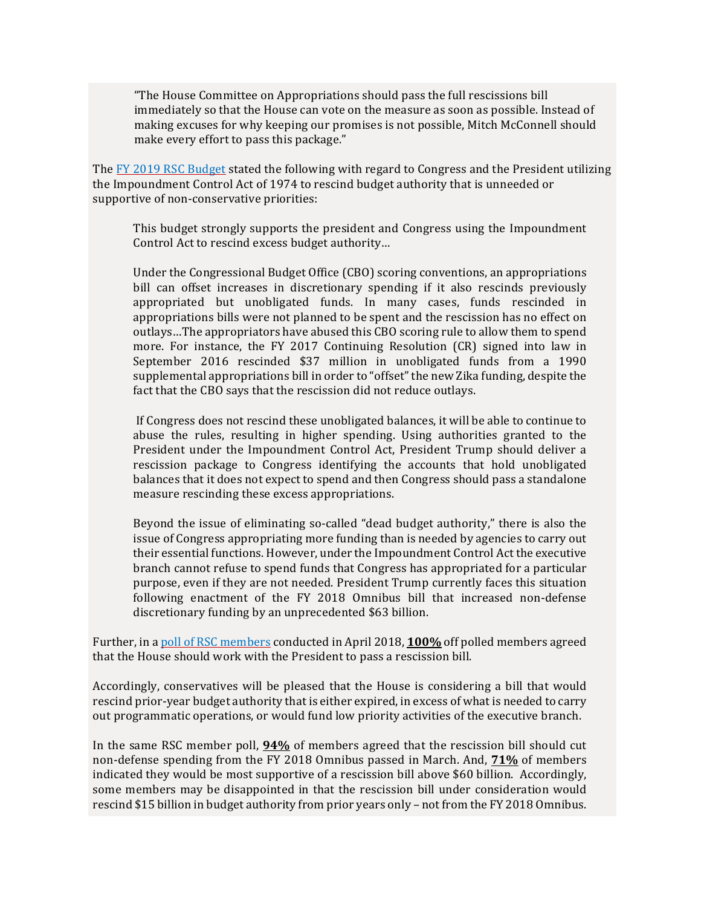> "The House Committee on Appropriations should pass the full rescissions bill immediately so that the House can vote on the measure as soon as possible. Instead of making excuses for why keeping our promises is not possible, Mitch McConnell should make every effort to pass this package."

The FY 2019 RSC Budget stated the following with regard to Congress and the President utilizing the Impoundment Control Act of 1974 to rescind budget authority that is unneeded or supportive of non-conservative priorities:

> This budget strongly supports the president and Congress using the Impoundment Control Act to rescind excess budget authority…
>
> Under the Congressional Budget Office (CBO) scoring conventions, an appropriations bill can offset increases in discretionary spending if it also rescinds previously appropriated but unobligated funds. In many cases, funds rescinded in appropriations bills were not planned to be spent and the rescission has no effect on outlays…The appropriators have abused this CBO scoring rule to allow them to spend more. For instance, the FY 2017 Continuing Resolution (CR) signed into law in September 2016 rescinded $37 million in unobligated funds from a 1990 supplemental appropriations bill in order to "offset" the new Zika funding, despite the fact that the CBO says that the rescission did not reduce outlays.
>
> If Congress does not rescind these unobligated balances, it will be able to continue to abuse the rules, resulting in higher spending. Using authorities granted to the President under the Impoundment Control Act, President Trump should deliver a rescission package to Congress identifying the accounts that hold unobligated balances that it does not expect to spend and then Congress should pass a standalone measure rescinding these excess appropriations.
>
> Beyond the issue of eliminating so-called "dead budget authority," there is also the issue of Congress appropriating more funding than is needed by agencies to carry out their essential functions. However, under the Impoundment Control Act the executive branch cannot refuse to spend funds that Congress has appropriated for a particular purpose, even if they are not needed. President Trump currently faces this situation following enactment of the FY 2018 Omnibus bill that increased non-defense discretionary funding by an unprecedented $63 billion.

Further, in a poll of RSC members conducted in April 2018, **100%** off polled members agreed that the House should work with the President to pass a rescission bill.

Accordingly, conservatives will be pleased that the House is considering a bill that would rescind prior-year budget authority that is either expired, in excess of what is needed to carry out programmatic operations, or would fund low priority activities of the executive branch.

In the same RSC member poll, **94%** of members agreed that the rescission bill should cut non-defense spending from the FY 2018 Omnibus passed in March. And, **71%** of members indicated they would be most supportive of a rescission bill above $60 billion. Accordingly, some members may be disappointed in that the rescission bill under consideration would rescind $15 billion in budget authority from prior years only – not from the FY 2018 Omnibus.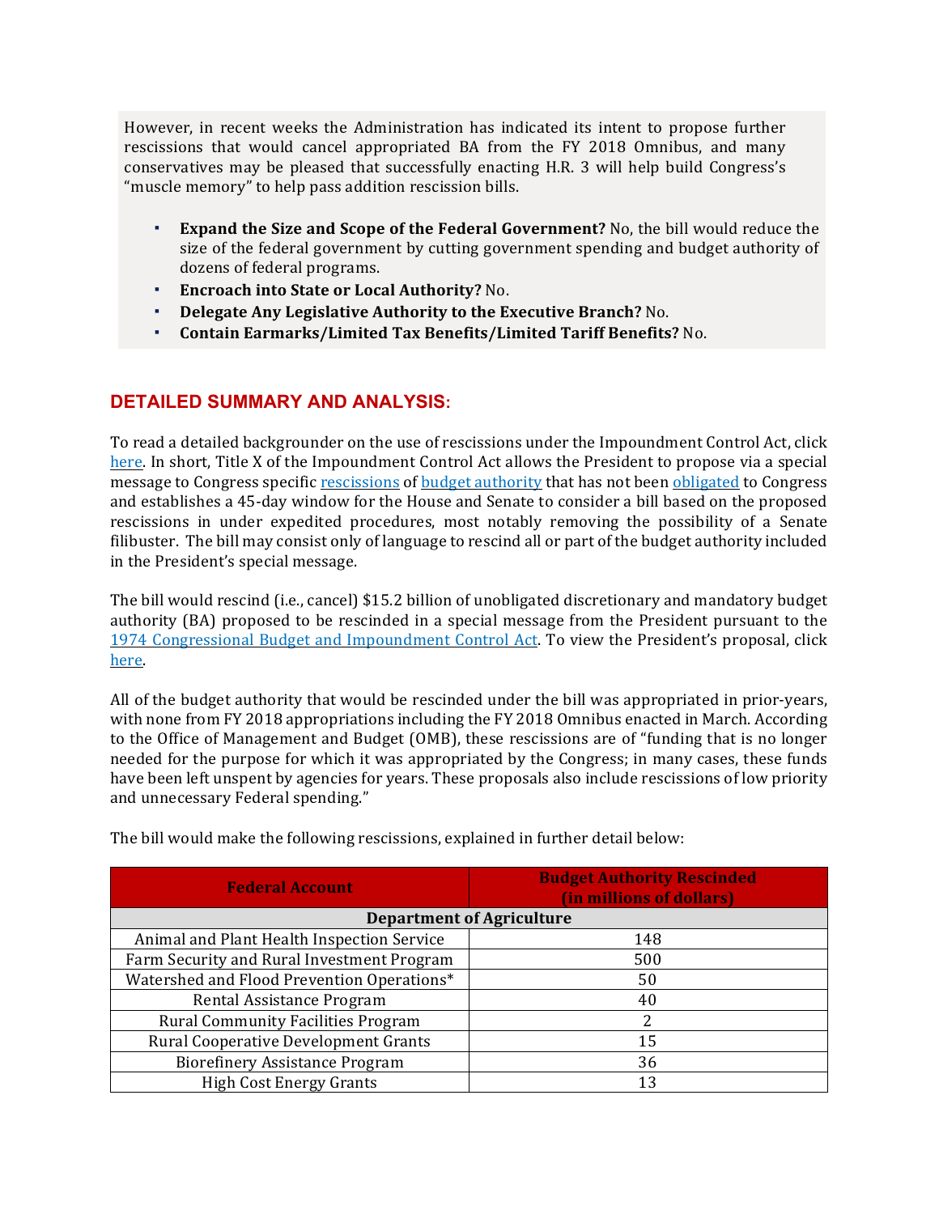However, in recent weeks the Administration has indicated its intent to propose further rescissions that would cancel appropriated BA from the FY 2018 Omnibus, and many conservatives may be pleased that successfully enacting H.R. 3 will help build Congress's "muscle memory" to help pass addition rescission bills.

- **Expand the Size and Scope of the Federal Government?** No, the bill would reduce the size of the federal government by cutting government spending and budget authority of dozens of federal programs.
- **Encroach into State or Local Authority?** No.
- **Delegate Any Legislative Authority to the Executive Branch?** No.
- **Contain Earmarks/Limited Tax Benefits/Limited Tariff Benefits?** No.

## DETAILED SUMMARY AND ANALYSIS:

To read a detailed backgrounder on the use of rescissions under the Impoundment Control Act, click here. In short, Title X of the Impoundment Control Act allows the President to propose via a special message to Congress specific rescissions of budget authority that has not been obligated to Congress and establishes a 45-day window for the House and Senate to consider a bill based on the proposed rescissions in under expedited procedures, most notably removing the possibility of a Senate filibuster. The bill may consist only of language to rescind all or part of the budget authority included in the President's special message.

The bill would rescind (i.e., cancel) $15.2 billion of unobligated discretionary and mandatory budget authority (BA) proposed to be rescinded in a special message from the President pursuant to the 1974 Congressional Budget and Impoundment Control Act. To view the President's proposal, click here.

All of the budget authority that would be rescinded under the bill was appropriated in prior-years, with none from FY 2018 appropriations including the FY 2018 Omnibus enacted in March. According to the Office of Management and Budget (OMB), these rescissions are of "funding that is no longer needed for the purpose for which it was appropriated by the Congress; in many cases, these funds have been left unspent by agencies for years. These proposals also include rescissions of low priority and unnecessary Federal spending."

The bill would make the following rescissions, explained in further detail below:

| Federal Account | Budget Authority Rescinded (in millions of dollars) |
|---|---|
| **Department of Agriculture** | |
| Animal and Plant Health Inspection Service | 148 |
| Farm Security and Rural Investment Program | 500 |
| Watershed and Flood Prevention Operations* | 50 |
| Rental Assistance Program | 40 |
| Rural Community Facilities Program | 2 |
| Rural Cooperative Development Grants | 15 |
| Biorefinery Assistance Program | 36 |
| High Cost Energy Grants | 13 |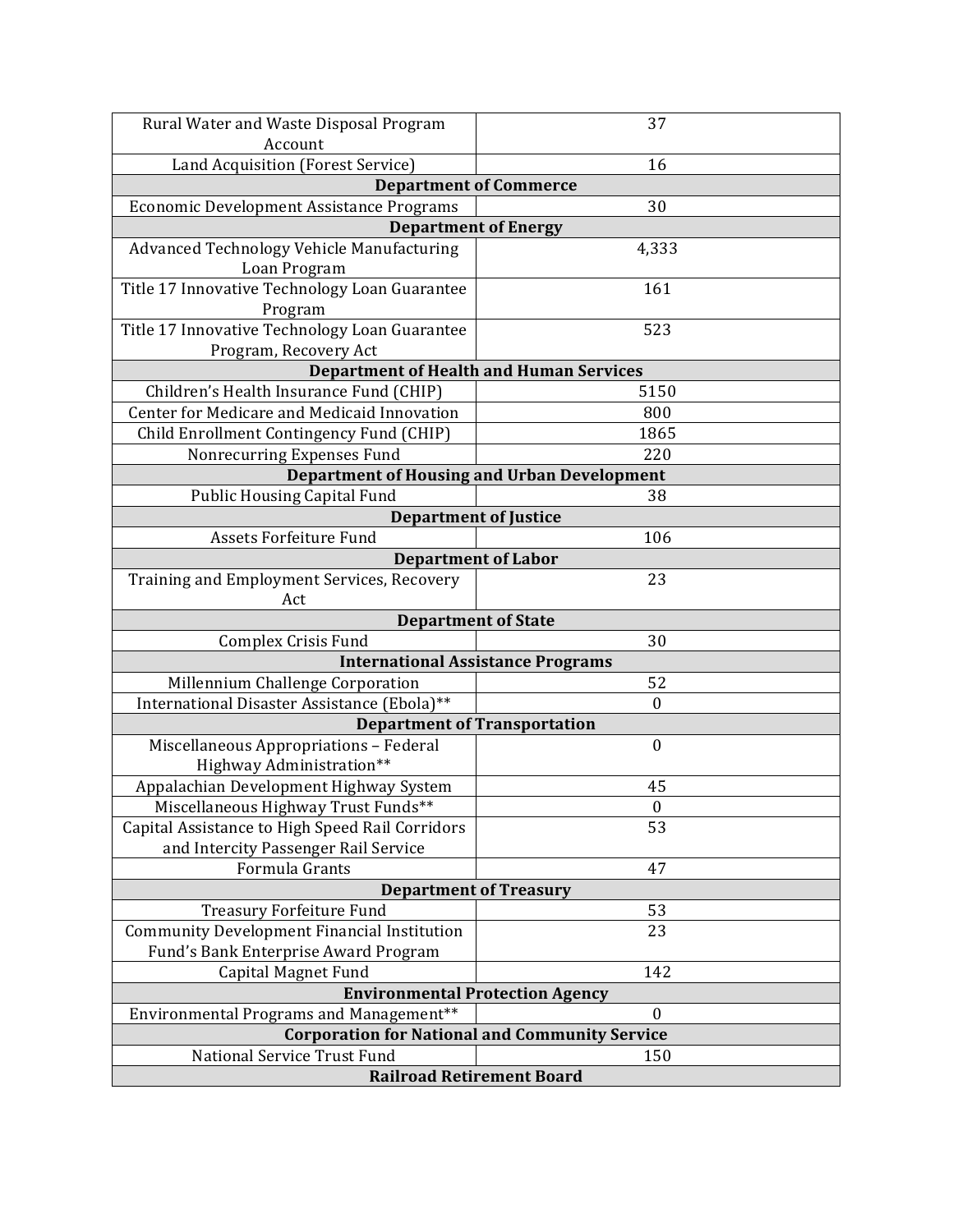| | |
|---|---|
| Rural Water and Waste Disposal Program Account | 37 |
| Land Acquisition (Forest Service) | 16 |
| **Department of Commerce** | |
| Economic Development Assistance Programs | 30 |
| **Department of Energy** | |
| Advanced Technology Vehicle Manufacturing Loan Program | 4,333 |
| Title 17 Innovative Technology Loan Guarantee Program | 161 |
| Title 17 Innovative Technology Loan Guarantee Program, Recovery Act | 523 |
| **Department of Health and Human Services** | |
| Children's Health Insurance Fund (CHIP) | 5150 |
| Center for Medicare and Medicaid Innovation | 800 |
| Child Enrollment Contingency Fund (CHIP) | 1865 |
| Nonrecurring Expenses Fund | 220 |
| **Department of Housing and Urban Development** | |
| Public Housing Capital Fund | 38 |
| **Department of Justice** | |
| Assets Forfeiture Fund | 106 |
| **Department of Labor** | |
| Training and Employment Services, Recovery Act | 23 |
| **Department of State** | |
| Complex Crisis Fund | 30 |
| **International Assistance Programs** | |
| Millennium Challenge Corporation | 52 |
| International Disaster Assistance (Ebola)** | 0 |
| **Department of Transportation** | |
| Miscellaneous Appropriations – Federal Highway Administration** | 0 |
| Appalachian Development Highway System | 45 |
| Miscellaneous Highway Trust Funds** | 0 |
| Capital Assistance to High Speed Rail Corridors and Intercity Passenger Rail Service | 53 |
| Formula Grants | 47 |
| **Department of Treasury** | |
| Treasury Forfeiture Fund | 53 |
| Community Development Financial Institution Fund's Bank Enterprise Award Program | 23 |
| Capital Magnet Fund | 142 |
| **Environmental Protection Agency** | |
| Environmental Programs and Management** | 0 |
| **Corporation for National and Community Service** | |
| National Service Trust Fund | 150 |
| **Railroad Retirement Board** | |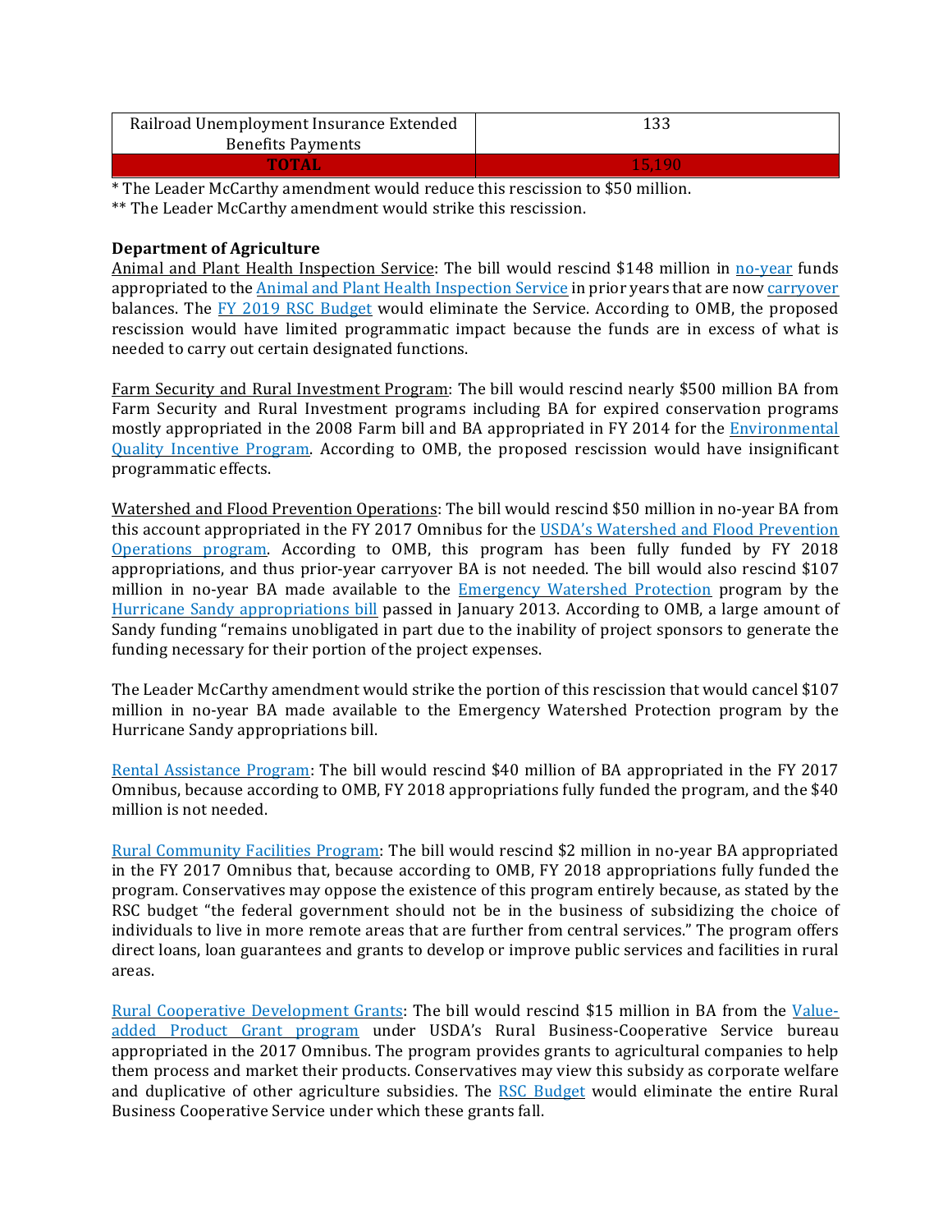| Railroad Unemployment Insurance Extended Benefits Payments | 133 |
| --- | --- |
| **TOTAL** | 15,190 |

\* The Leader McCarthy amendment would reduce this rescission to $50 million.

\*\* The Leader McCarthy amendment would strike this rescission.

**Department of Agriculture**

Animal and Plant Health Inspection Service: The bill would rescind $148 million in no-year funds appropriated to the Animal and Plant Health Inspection Service in prior years that are now carryover balances. The FY 2019 RSC Budget would eliminate the Service. According to OMB, the proposed rescission would have limited programmatic impact because the funds are in excess of what is needed to carry out certain designated functions.

Farm Security and Rural Investment Program: The bill would rescind nearly $500 million BA from Farm Security and Rural Investment programs including BA for expired conservation programs mostly appropriated in the 2008 Farm bill and BA appropriated in FY 2014 for the Environmental Quality Incentive Program. According to OMB, the proposed rescission would have insignificant programmatic effects.

Watershed and Flood Prevention Operations: The bill would rescind $50 million in no-year BA from this account appropriated in the FY 2017 Omnibus for the USDA's Watershed and Flood Prevention Operations program. According to OMB, this program has been fully funded by FY 2018 appropriations, and thus prior-year carryover BA is not needed. The bill would also rescind $107 million in no-year BA made available to the Emergency Watershed Protection program by the Hurricane Sandy appropriations bill passed in January 2013. According to OMB, a large amount of Sandy funding "remains unobligated in part due to the inability of project sponsors to generate the funding necessary for their portion of the project expenses.

The Leader McCarthy amendment would strike the portion of this rescission that would cancel $107 million in no-year BA made available to the Emergency Watershed Protection program by the Hurricane Sandy appropriations bill.

Rental Assistance Program: The bill would rescind $40 million of BA appropriated in the FY 2017 Omnibus, because according to OMB, FY 2018 appropriations fully funded the program, and the $40 million is not needed.

Rural Community Facilities Program: The bill would rescind $2 million in no-year BA appropriated in the FY 2017 Omnibus that, because according to OMB, FY 2018 appropriations fully funded the program. Conservatives may oppose the existence of this program entirely because, as stated by the RSC budget "the federal government should not be in the business of subsidizing the choice of individuals to live in more remote areas that are further from central services." The program offers direct loans, loan guarantees and grants to develop or improve public services and facilities in rural areas.

Rural Cooperative Development Grants: The bill would rescind $15 million in BA from the Value-added Product Grant program under USDA's Rural Business-Cooperative Service bureau appropriated in the 2017 Omnibus. The program provides grants to agricultural companies to help them process and market their products. Conservatives may view this subsidy as corporate welfare and duplicative of other agriculture subsidies. The RSC Budget would eliminate the entire Rural Business Cooperative Service under which these grants fall.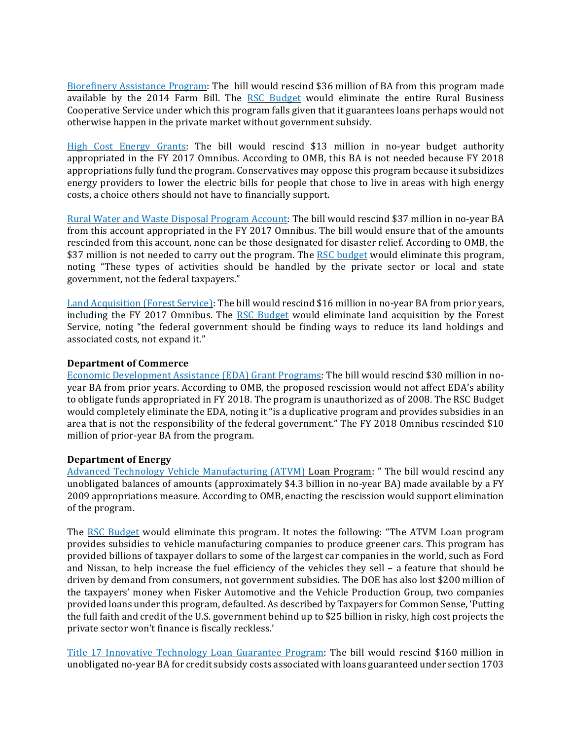Biorefinery Assistance Program: The bill would rescind $36 million of BA from this program made available by the 2014 Farm Bill. The RSC Budget would eliminate the entire Rural Business Cooperative Service under which this program falls given that it guarantees loans perhaps would not otherwise happen in the private market without government subsidy.

High Cost Energy Grants: The bill would rescind $13 million in no-year budget authority appropriated in the FY 2017 Omnibus. According to OMB, this BA is not needed because FY 2018 appropriations fully fund the program. Conservatives may oppose this program because it subsidizes energy providers to lower the electric bills for people that chose to live in areas with high energy costs, a choice others should not have to financially support.

Rural Water and Waste Disposal Program Account: The bill would rescind $37 million in no-year BA from this account appropriated in the FY 2017 Omnibus. The bill would ensure that of the amounts rescinded from this account, none can be those designated for disaster relief. According to OMB, the $37 million is not needed to carry out the program. The RSC budget would eliminate this program, noting "These types of activities should be handled by the private sector or local and state government, not the federal taxpayers."

Land Acquisition (Forest Service): The bill would rescind $16 million in no-year BA from prior years, including the FY 2017 Omnibus. The RSC Budget would eliminate land acquisition by the Forest Service, noting "the federal government should be finding ways to reduce its land holdings and associated costs, not expand it."

**Department of Commerce**

Economic Development Assistance (EDA) Grant Programs: The bill would rescind $30 million in no-year BA from prior years. According to OMB, the proposed rescission would not affect EDA's ability to obligate funds appropriated in FY 2018. The program is unauthorized as of 2008. The RSC Budget would completely eliminate the EDA, noting it "is a duplicative program and provides subsidies in an area that is not the responsibility of the federal government." The FY 2018 Omnibus rescinded $10 million of prior-year BA from the program.

**Department of Energy**

Advanced Technology Vehicle Manufacturing (ATVM) Loan Program: " The bill would rescind any unobligated balances of amounts (approximately $4.3 billion in no-year BA) made available by a FY 2009 appropriations measure. According to OMB, enacting the rescission would support elimination of the program.

The RSC Budget would eliminate this program. It notes the following: "The ATVM Loan program provides subsidies to vehicle manufacturing companies to produce greener cars. This program has provided billions of taxpayer dollars to some of the largest car companies in the world, such as Ford and Nissan, to help increase the fuel efficiency of the vehicles they sell – a feature that should be driven by demand from consumers, not government subsidies. The DOE has also lost $200 million of the taxpayers' money when Fisker Automotive and the Vehicle Production Group, two companies provided loans under this program, defaulted. As described by Taxpayers for Common Sense, 'Putting the full faith and credit of the U.S. government behind up to $25 billion in risky, high cost projects the private sector won't finance is fiscally reckless.'

Title 17 Innovative Technology Loan Guarantee Program: The bill would rescind $160 million in unobligated no-year BA for credit subsidy costs associated with loans guaranteed under section 1703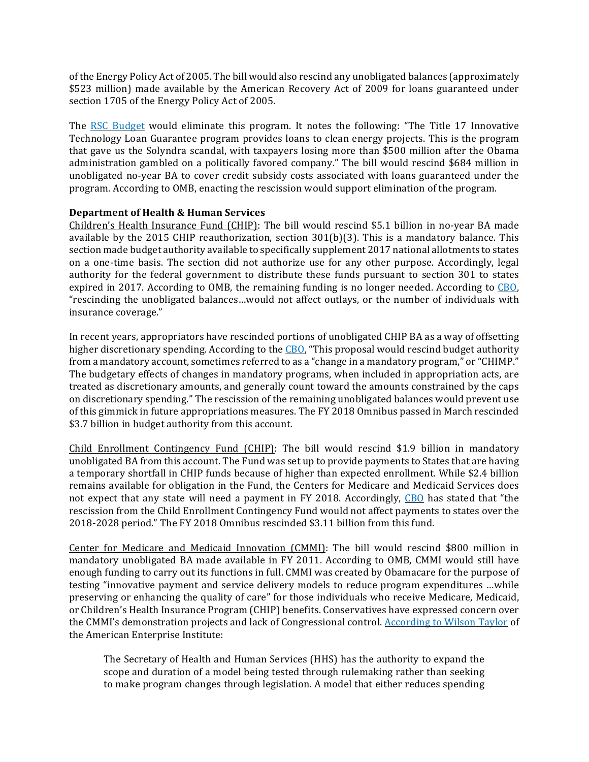of the Energy Policy Act of 2005. The bill would also rescind any unobligated balances (approximately $523 million) made available by the American Recovery Act of 2009 for loans guaranteed under section 1705 of the Energy Policy Act of 2005.

The RSC Budget would eliminate this program. It notes the following: "The Title 17 Innovative Technology Loan Guarantee program provides loans to clean energy projects. This is the program that gave us the Solyndra scandal, with taxpayers losing more than $500 million after the Obama administration gambled on a politically favored company." The bill would rescind $684 million in unobligated no-year BA to cover credit subsidy costs associated with loans guaranteed under the program. According to OMB, enacting the rescission would support elimination of the program.

**Department of Health & Human Services**

Children's Health Insurance Fund (CHIP): The bill would rescind $5.1 billion in no-year BA made available by the 2015 CHIP reauthorization, section 301(b)(3). This is a mandatory balance. This section made budget authority available to specifically supplement 2017 national allotments to states on a one-time basis. The section did not authorize use for any other purpose. Accordingly, legal authority for the federal government to distribute these funds pursuant to section 301 to states expired in 2017. According to OMB, the remaining funding is no longer needed. According to CBO, "rescinding the unobligated balances…would not affect outlays, or the number of individuals with insurance coverage."

In recent years, appropriators have rescinded portions of unobligated CHIP BA as a way of offsetting higher discretionary spending. According to the CBO, "This proposal would rescind budget authority from a mandatory account, sometimes referred to as a "change in a mandatory program," or "CHIMP." The budgetary effects of changes in mandatory programs, when included in appropriation acts, are treated as discretionary amounts, and generally count toward the amounts constrained by the caps on discretionary spending." The rescission of the remaining unobligated balances would prevent use of this gimmick in future appropriations measures. The FY 2018 Omnibus passed in March rescinded $3.7 billion in budget authority from this account.

Child Enrollment Contingency Fund (CHIP): The bill would rescind $1.9 billion in mandatory unobligated BA from this account. The Fund was set up to provide payments to States that are having a temporary shortfall in CHIP funds because of higher than expected enrollment. While $2.4 billion remains available for obligation in the Fund, the Centers for Medicare and Medicaid Services does not expect that any state will need a payment in FY 2018. Accordingly, CBO has stated that "the rescission from the Child Enrollment Contingency Fund would not affect payments to states over the 2018-2028 period." The FY 2018 Omnibus rescinded $3.11 billion from this fund.

Center for Medicare and Medicaid Innovation (CMMI): The bill would rescind $800 million in mandatory unobligated BA made available in FY 2011. According to OMB, CMMI would still have enough funding to carry out its functions in full. CMMI was created by Obamacare for the purpose of testing "innovative payment and service delivery models to reduce program expenditures …while preserving or enhancing the quality of care" for those individuals who receive Medicare, Medicaid, or Children's Health Insurance Program (CHIP) benefits. Conservatives have expressed concern over the CMMI's demonstration projects and lack of Congressional control. According to Wilson Taylor of the American Enterprise Institute:

> The Secretary of Health and Human Services (HHS) has the authority to expand the scope and duration of a model being tested through rulemaking rather than seeking to make program changes through legislation. A model that either reduces spending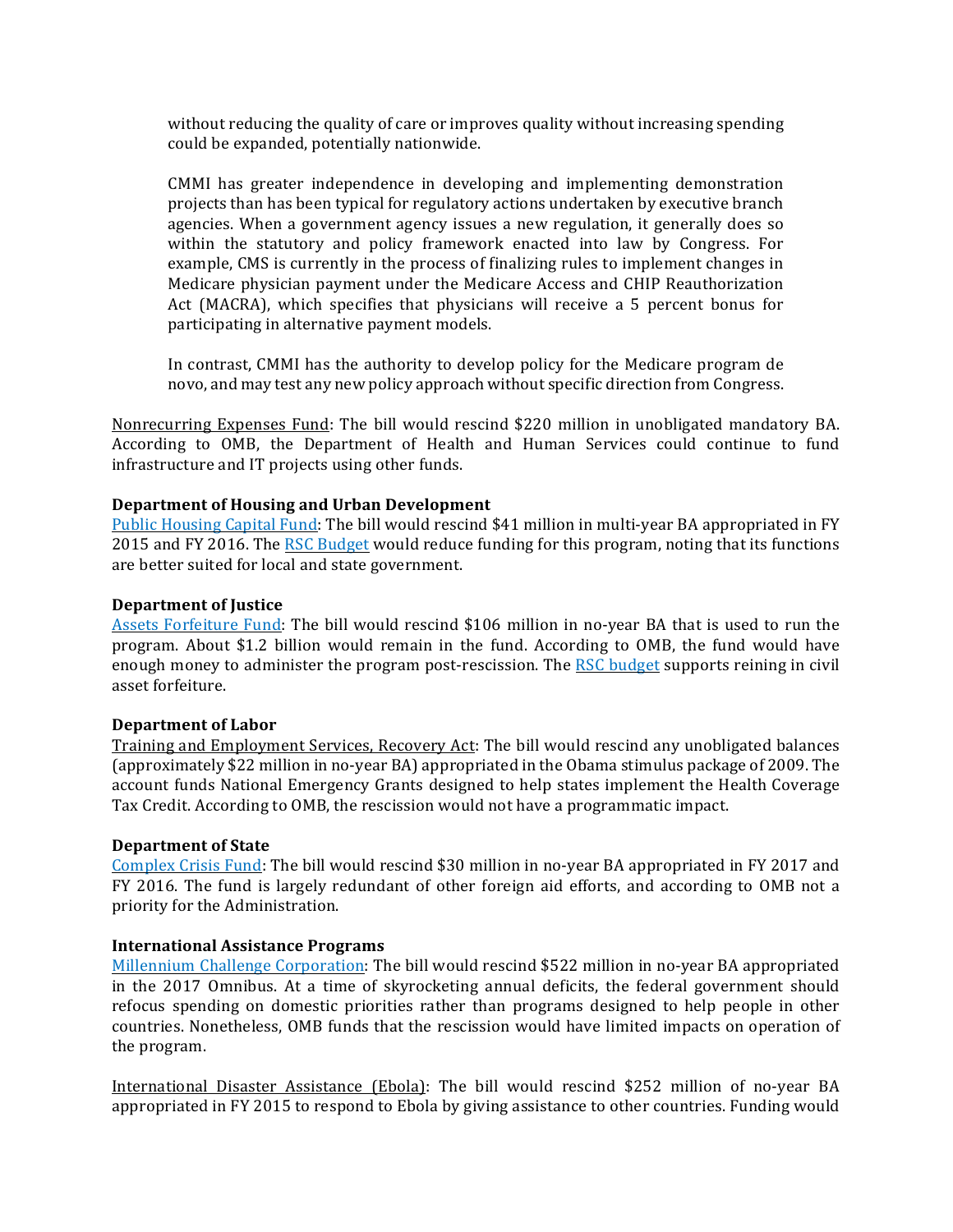> without reducing the quality of care or improves quality without increasing spending could be expanded, potentially nationwide.
>
> CMMI has greater independence in developing and implementing demonstration projects than has been typical for regulatory actions undertaken by executive branch agencies. When a government agency issues a new regulation, it generally does so within the statutory and policy framework enacted into law by Congress. For example, CMS is currently in the process of finalizing rules to implement changes in Medicare physician payment under the Medicare Access and CHIP Reauthorization Act (MACRA), which specifies that physicians will receive a 5 percent bonus for participating in alternative payment models.
>
> In contrast, CMMI has the authority to develop policy for the Medicare program de novo, and may test any new policy approach without specific direction from Congress.

Nonrecurring Expenses Fund: The bill would rescind $220 million in unobligated mandatory BA. According to OMB, the Department of Health and Human Services could continue to fund infrastructure and IT projects using other funds.

**Department of Housing and Urban Development**
Public Housing Capital Fund: The bill would rescind $41 million in multi-year BA appropriated in FY 2015 and FY 2016. The RSC Budget would reduce funding for this program, noting that its functions are better suited for local and state government.

**Department of Justice**
Assets Forfeiture Fund: The bill would rescind $106 million in no-year BA that is used to run the program. About $1.2 billion would remain in the fund. According to OMB, the fund would have enough money to administer the program post-rescission. The RSC budget supports reining in civil asset forfeiture.

**Department of Labor**
Training and Employment Services, Recovery Act: The bill would rescind any unobligated balances (approximately $22 million in no-year BA) appropriated in the Obama stimulus package of 2009. The account funds National Emergency Grants designed to help states implement the Health Coverage Tax Credit. According to OMB, the rescission would not have a programmatic impact.

**Department of State**
Complex Crisis Fund: The bill would rescind $30 million in no-year BA appropriated in FY 2017 and FY 2016. The fund is largely redundant of other foreign aid efforts, and according to OMB not a priority for the Administration.

**International Assistance Programs**
Millennium Challenge Corporation: The bill would rescind $522 million in no-year BA appropriated in the 2017 Omnibus. At a time of skyrocketing annual deficits, the federal government should refocus spending on domestic priorities rather than programs designed to help people in other countries. Nonetheless, OMB funds that the rescission would have limited impacts on operation of the program.

International Disaster Assistance (Ebola): The bill would rescind $252 million of no-year BA appropriated in FY 2015 to respond to Ebola by giving assistance to other countries. Funding would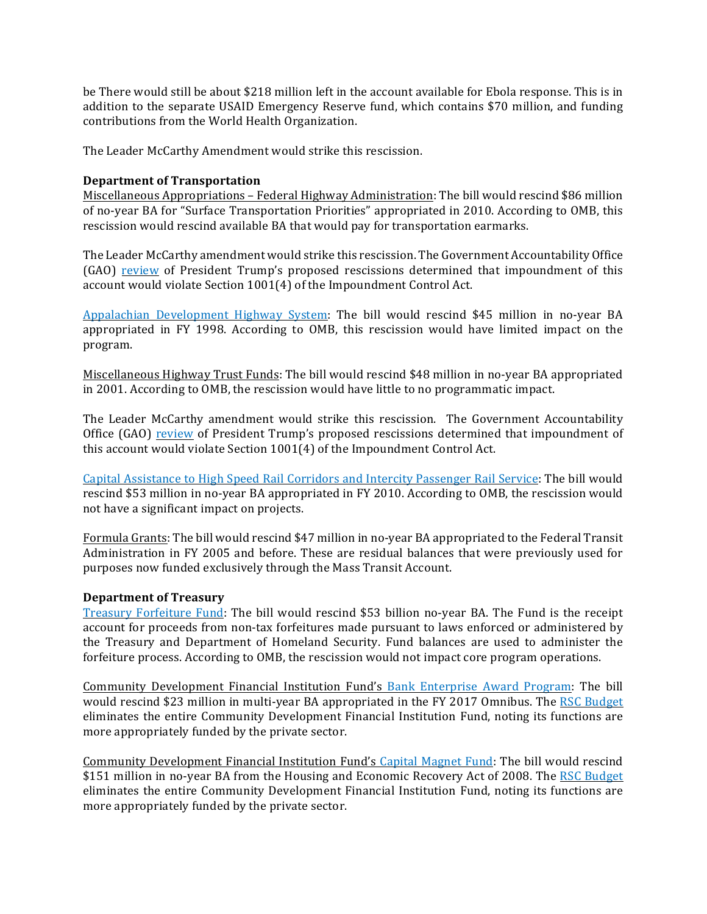be There would still be about $218 million left in the account available for Ebola response. This is in addition to the separate USAID Emergency Reserve fund, which contains $70 million, and funding contributions from the World Health Organization.

The Leader McCarthy Amendment would strike this rescission.

**Department of Transportation**

Miscellaneous Appropriations – Federal Highway Administration: The bill would rescind $86 million of no-year BA for "Surface Transportation Priorities" appropriated in 2010. According to OMB, this rescission would rescind available BA that would pay for transportation earmarks.

The Leader McCarthy amendment would strike this rescission. The Government Accountability Office (GAO) review of President Trump's proposed rescissions determined that impoundment of this account would violate Section 1001(4) of the Impoundment Control Act.

Appalachian Development Highway System: The bill would rescind $45 million in no-year BA appropriated in FY 1998. According to OMB, this rescission would have limited impact on the program.

Miscellaneous Highway Trust Funds: The bill would rescind $48 million in no-year BA appropriated in 2001. According to OMB, the rescission would have little to no programmatic impact.

The Leader McCarthy amendment would strike this rescission. The Government Accountability Office (GAO) review of President Trump's proposed rescissions determined that impoundment of this account would violate Section 1001(4) of the Impoundment Control Act.

Capital Assistance to High Speed Rail Corridors and Intercity Passenger Rail Service: The bill would rescind $53 million in no-year BA appropriated in FY 2010. According to OMB, the rescission would not have a significant impact on projects.

Formula Grants: The bill would rescind $47 million in no-year BA appropriated to the Federal Transit Administration in FY 2005 and before. These are residual balances that were previously used for purposes now funded exclusively through the Mass Transit Account.

**Department of Treasury**

Treasury Forfeiture Fund: The bill would rescind $53 billion no-year BA. The Fund is the receipt account for proceeds from non-tax forfeitures made pursuant to laws enforced or administered by the Treasury and Department of Homeland Security. Fund balances are used to administer the forfeiture process. According to OMB, the rescission would not impact core program operations.

Community Development Financial Institution Fund's Bank Enterprise Award Program: The bill would rescind $23 million in multi-year BA appropriated in the FY 2017 Omnibus. The RSC Budget eliminates the entire Community Development Financial Institution Fund, noting its functions are more appropriately funded by the private sector.

Community Development Financial Institution Fund's Capital Magnet Fund: The bill would rescind $151 million in no-year BA from the Housing and Economic Recovery Act of 2008. The RSC Budget eliminates the entire Community Development Financial Institution Fund, noting its functions are more appropriately funded by the private sector.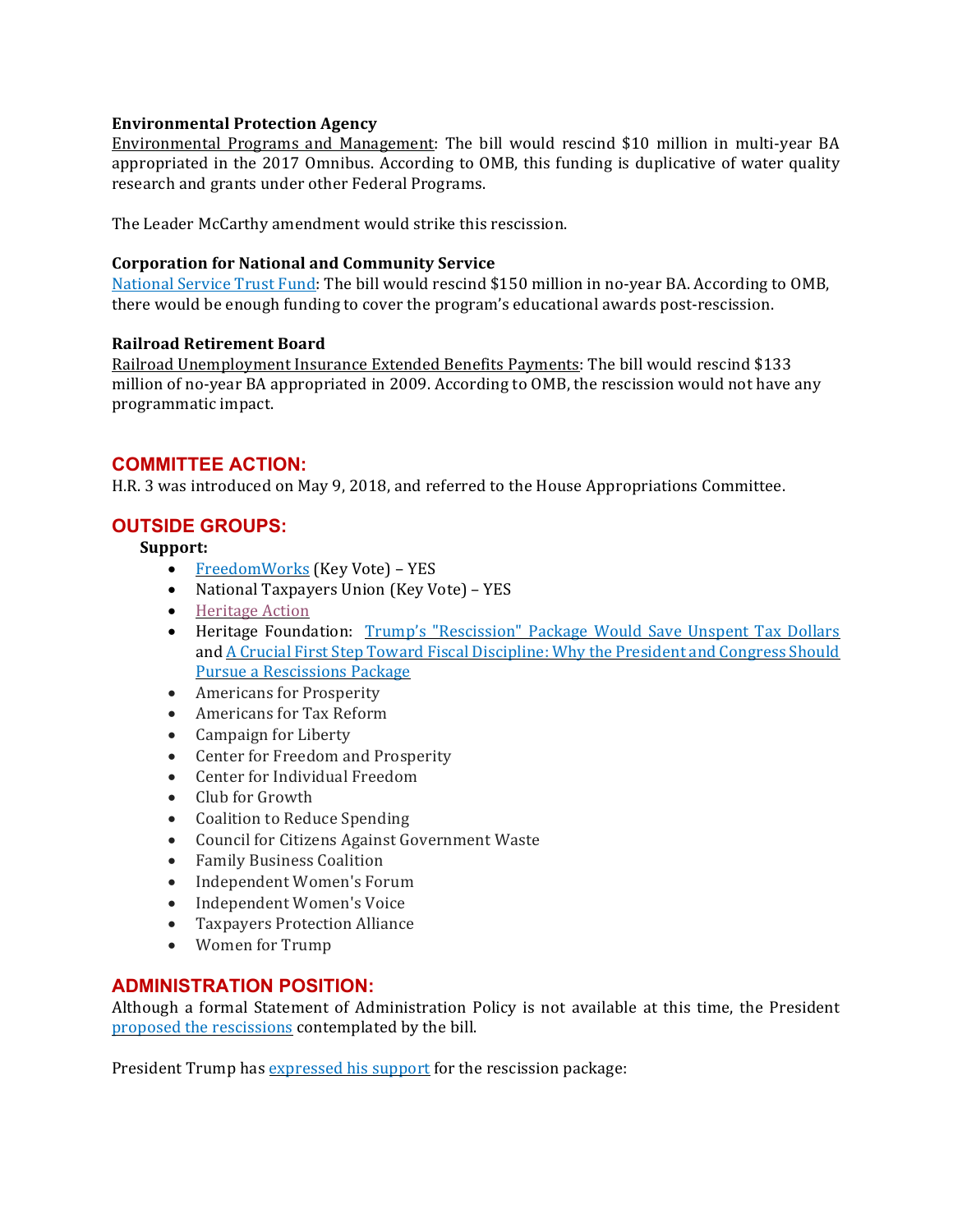**Environmental Protection Agency**

Environmental Programs and Management: The bill would rescind $10 million in multi-year BA appropriated in the 2017 Omnibus. According to OMB, this funding is duplicative of water quality research and grants under other Federal Programs.

The Leader McCarthy amendment would strike this rescission.

**Corporation for National and Community Service**

National Service Trust Fund: The bill would rescind $150 million in no-year BA. According to OMB, there would be enough funding to cover the program's educational awards post-rescission.

**Railroad Retirement Board**

Railroad Unemployment Insurance Extended Benefits Payments: The bill would rescind $133 million of no-year BA appropriated in 2009. According to OMB, the rescission would not have any programmatic impact.

## COMMITTEE ACTION:

H.R. 3 was introduced on May 9, 2018, and referred to the House Appropriations Committee.

## OUTSIDE GROUPS:

**Support:**

- FreedomWorks (Key Vote) – YES
- National Taxpayers Union (Key Vote) – YES
- Heritage Action
- Heritage Foundation: Trump's "Rescission" Package Would Save Unspent Tax Dollars and A Crucial First Step Toward Fiscal Discipline: Why the President and Congress Should Pursue a Rescissions Package
- Americans for Prosperity
- Americans for Tax Reform
- Campaign for Liberty
- Center for Freedom and Prosperity
- Center for Individual Freedom
- Club for Growth
- Coalition to Reduce Spending
- Council for Citizens Against Government Waste
- Family Business Coalition
- Independent Women's Forum
- Independent Women's Voice
- Taxpayers Protection Alliance
- Women for Trump

## ADMINISTRATION POSITION:

Although a formal Statement of Administration Policy is not available at this time, the President proposed the rescissions contemplated by the bill.

President Trump has expressed his support for the rescission package: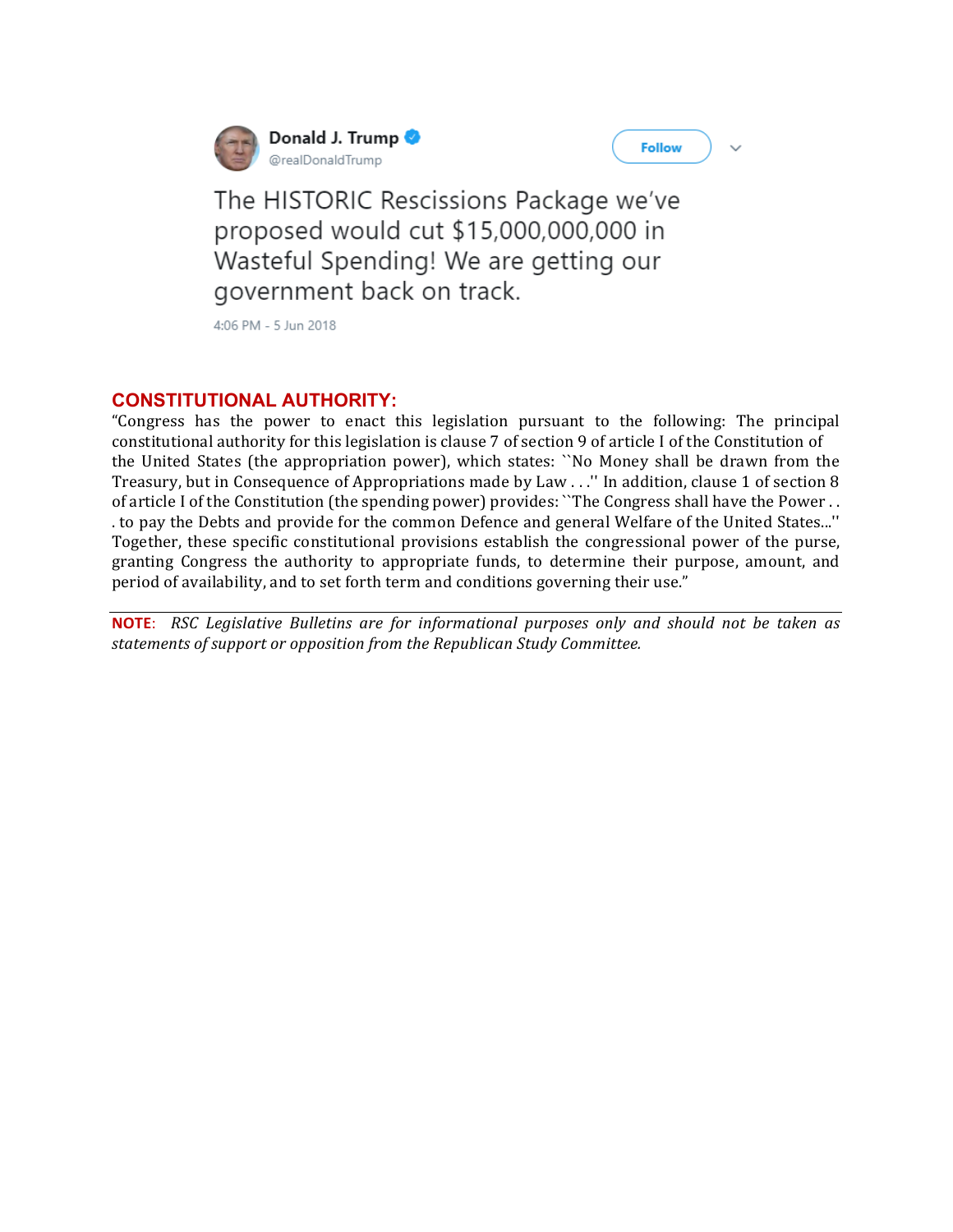Donald J. Trump
@realDonaldTrump

Follow

The HISTORIC Rescissions Package we've proposed would cut $15,000,000,000 in Wasteful Spending! We are getting our government back on track.

4:06 PM - 5 Jun 2018

## CONSTITUTIONAL AUTHORITY:

"Congress has the power to enact this legislation pursuant to the following: The principal constitutional authority for this legislation is clause 7 of section 9 of article I of the Constitution of the United States (the appropriation power), which states: ``No Money shall be drawn from the Treasury, but in Consequence of Appropriations made by Law . . .'' In addition, clause 1 of section 8 of article I of the Constitution (the spending power) provides: ``The Congress shall have the Power . . . to pay the Debts and provide for the common Defence and general Welfare of the United States...'' Together, these specific constitutional provisions establish the congressional power of the purse, granting Congress the authority to appropriate funds, to determine their purpose, amount, and period of availability, and to set forth term and conditions governing their use."

---

**NOTE**: *RSC Legislative Bulletins are for informational purposes only and should not be taken as statements of support or opposition from the Republican Study Committee.*